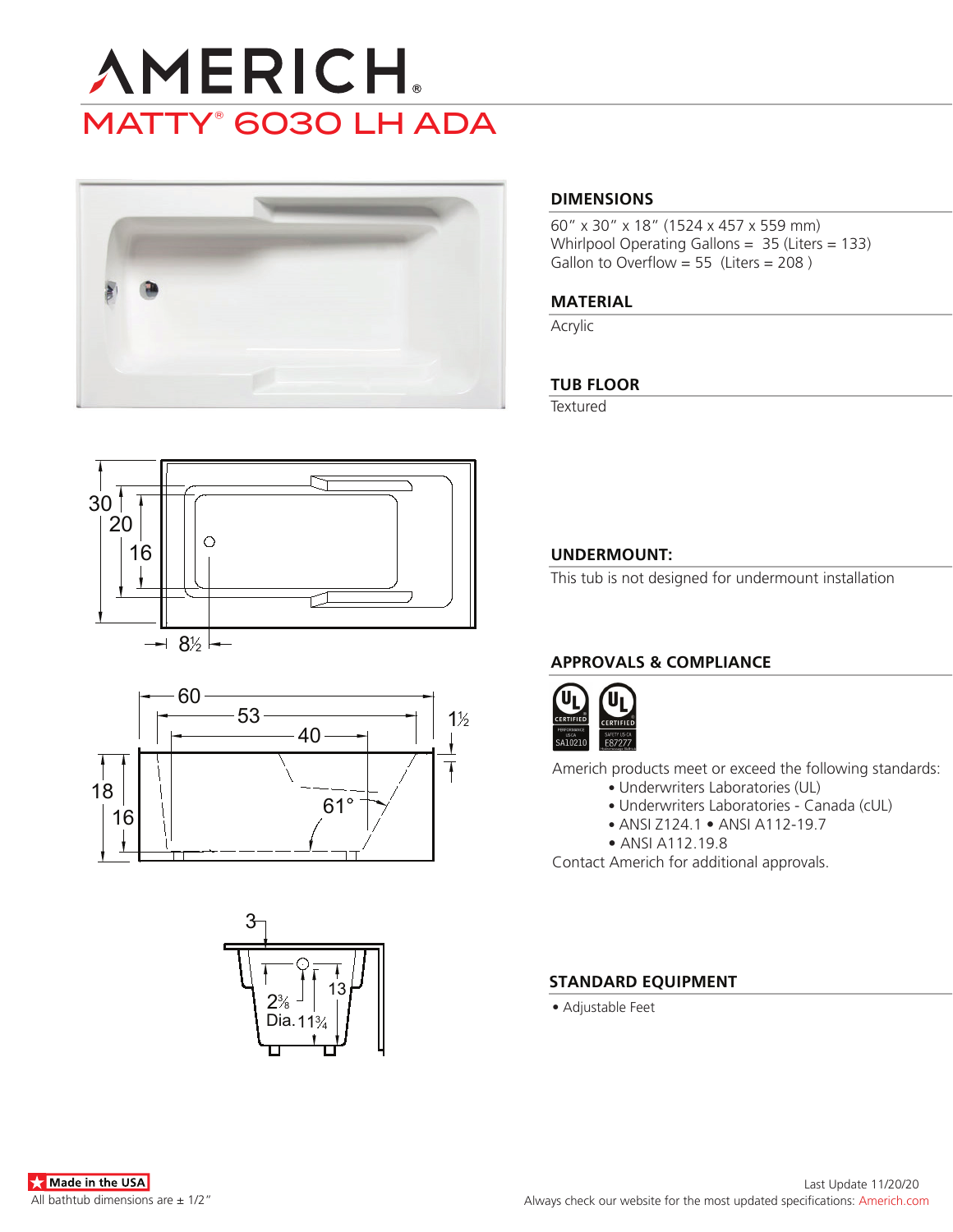# AMERICH

## MATTY® 6030 LH ADA

### DIMENSIONS

60" x 30" x 18" (1524 x 457 x 559 mm)
Whirlpool Operating Gallons = 35 (Liters = 133)
Gallon to Overflow = 55 (Liters = 208 )

### MATERIAL

Acrylic

### TUB FLOOR

Textured

### UNDERMOUNT:

This tub is not designed for undermount installation

### APPROVALS & COMPLIANCE

Americh products meet or exceed the following standards:

- Underwriters Laboratories (UL)
- Underwriters Laboratories - Canada (cUL)
- ANSI Z124.1 • ANSI A112-19.7
- ANSI A112.19.8

Contact Americh for additional approvals.

### STANDARD EQUIPMENT

- Adjustable Feet

Made in the USA

All bathtub dimensions are ± 1/2"

Last Update 11/20/20

Always check our website for the most updated specifications: Americh.com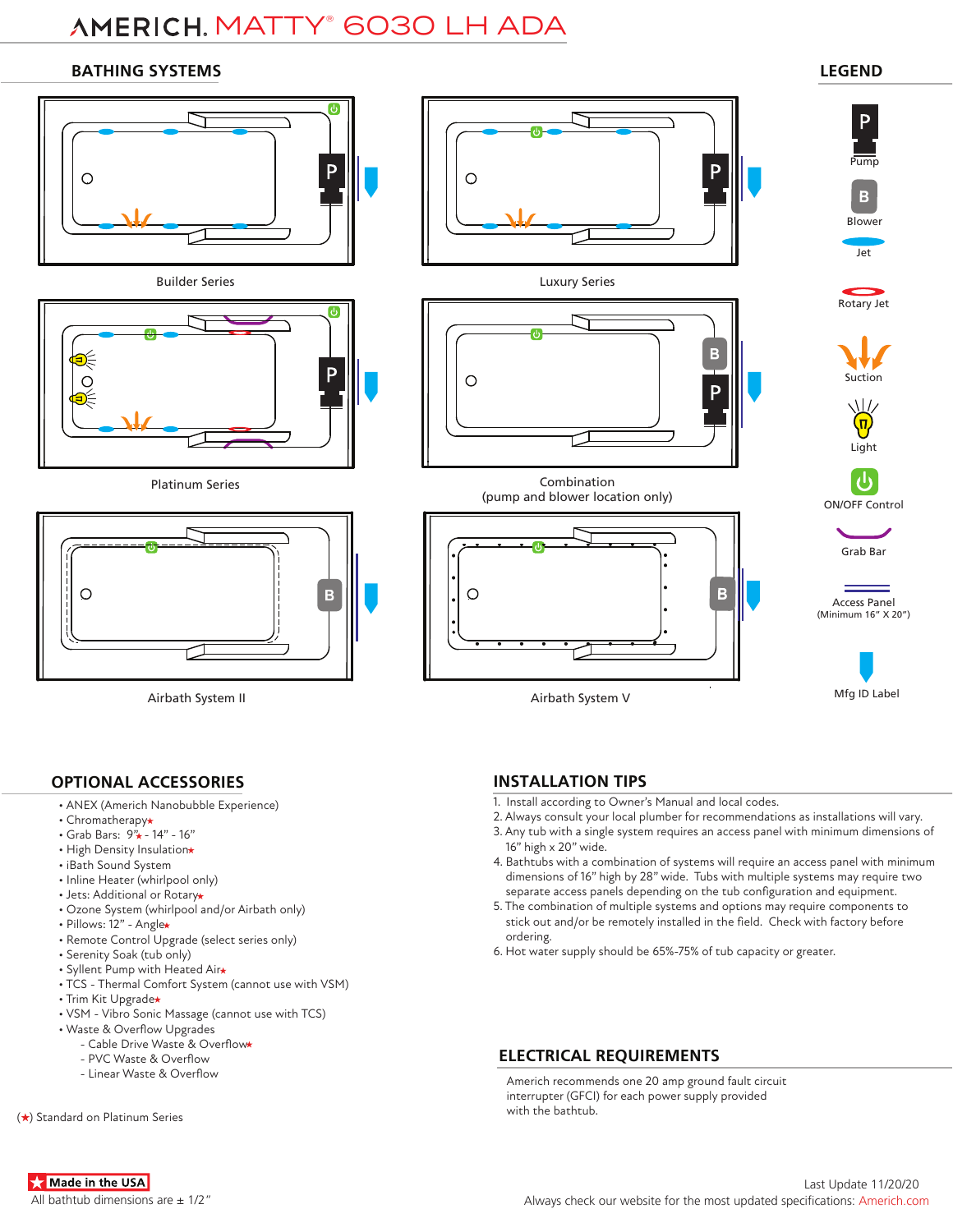# AMERICH. MATTY® 6030 LH ADA

## BATHING SYSTEMS

Builder Series

Luxury Series

Platinum Series

Combination
(pump and blower location only)

Airbath System II

Airbath System V

## LEGEND

P Pump

B Blower

Jet

Rotary Jet

Suction

Light

ON/OFF Control

Grab Bar

Access Panel
(Minimum 16" X 20")

Mfg ID Label

## OPTIONAL ACCESSORIES

- ANEX (Americh Nanobubble Experience)
- Chromatherapy★
- Grab Bars: 9"★ - 14" - 16"
- High Density Insulation★
- iBath Sound System
- Inline Heater (whirlpool only)
- Jets: Additional or Rotary★
- Ozone System (whirlpool and/or Airbath only)
- Pillows: 12" - Angle★
- Remote Control Upgrade (select series only)
- Serenity Soak (tub only)
- Syllent Pump with Heated Air★
- TCS - Thermal Comfort System (cannot use with VSM)
- Trim Kit Upgrade★
- VSM - Vibro Sonic Massage (cannot use with TCS)
- Waste & Overflow Upgrades
  - Cable Drive Waste & Overflow★
  - PVC Waste & Overflow
  - Linear Waste & Overflow

(★) Standard on Platinum Series

## INSTALLATION TIPS

1. Install according to Owner's Manual and local codes.
2. Always consult your local plumber for recommendations as installations will vary.
3. Any tub with a single system requires an access panel with minimum dimensions of 16" high x 20" wide.
4. Bathtubs with a combination of systems will require an access panel with minimum dimensions of 16" high by 28" wide. Tubs with multiple systems may require two separate access panels depending on the tub configuration and equipment.
5. The combination of multiple systems and options may require components to stick out and/or be remotely installed in the field. Check with factory before ordering.
6. Hot water supply should be 65%-75% of tub capacity or greater.

## ELECTRICAL REQUIREMENTS

Americh recommends one 20 amp ground fault circuit interrupter (GFCI) for each power supply provided with the bathtub.

★ Made in the USA

All bathtub dimensions are ± 1/2"

Last Update 11/20/20

Always check our website for the most updated specifications: Americh.com